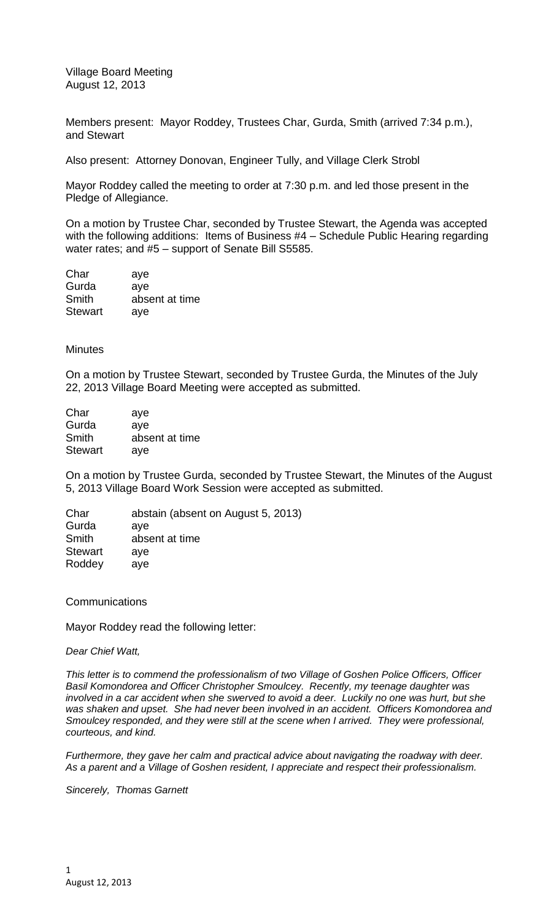Village Board Meeting
August 12, 2013

Members present: Mayor Roddey, Trustees Char, Gurda, Smith (arrived 7:34 p.m.), and Stewart

Also present: Attorney Donovan, Engineer Tully, and Village Clerk Strobl

Mayor Roddey called the meeting to order at 7:30 p.m. and led those present in the Pledge of Allegiance.

On a motion by Trustee Char, seconded by Trustee Stewart, the Agenda was accepted with the following additions: Items of Business #4 – Schedule Public Hearing regarding water rates; and #5 – support of Senate Bill S5585.

| | |
|---|---|
| Char | aye |
| Gurda | aye |
| Smith | absent at time |
| Stewart | aye |

Minutes

On a motion by Trustee Stewart, seconded by Trustee Gurda, the Minutes of the July 22, 2013 Village Board Meeting were accepted as submitted.

| | |
|---|---|
| Char | aye |
| Gurda | aye |
| Smith | absent at time |
| Stewart | aye |

On a motion by Trustee Gurda, seconded by Trustee Stewart, the Minutes of the August 5, 2013 Village Board Work Session were accepted as submitted.

| | |
|---|---|
| Char | abstain (absent on August 5, 2013) |
| Gurda | aye |
| Smith | absent at time |
| Stewart | aye |
| Roddey | aye |

Communications

Mayor Roddey read the following letter:

*Dear Chief Watt,*

*This letter is to commend the professionalism of two Village of Goshen Police Officers, Officer Basil Komondorea and Officer Christopher Smoulcey. Recently, my teenage daughter was involved in a car accident when she swerved to avoid a deer. Luckily no one was hurt, but she was shaken and upset. She had never been involved in an accident. Officers Komondorea and Smoulcey responded, and they were still at the scene when I arrived. They were professional, courteous, and kind.*

*Furthermore, they gave her calm and practical advice about navigating the roadway with deer. As a parent and a Village of Goshen resident, I appreciate and respect their professionalism.*

*Sincerely, Thomas Garnett*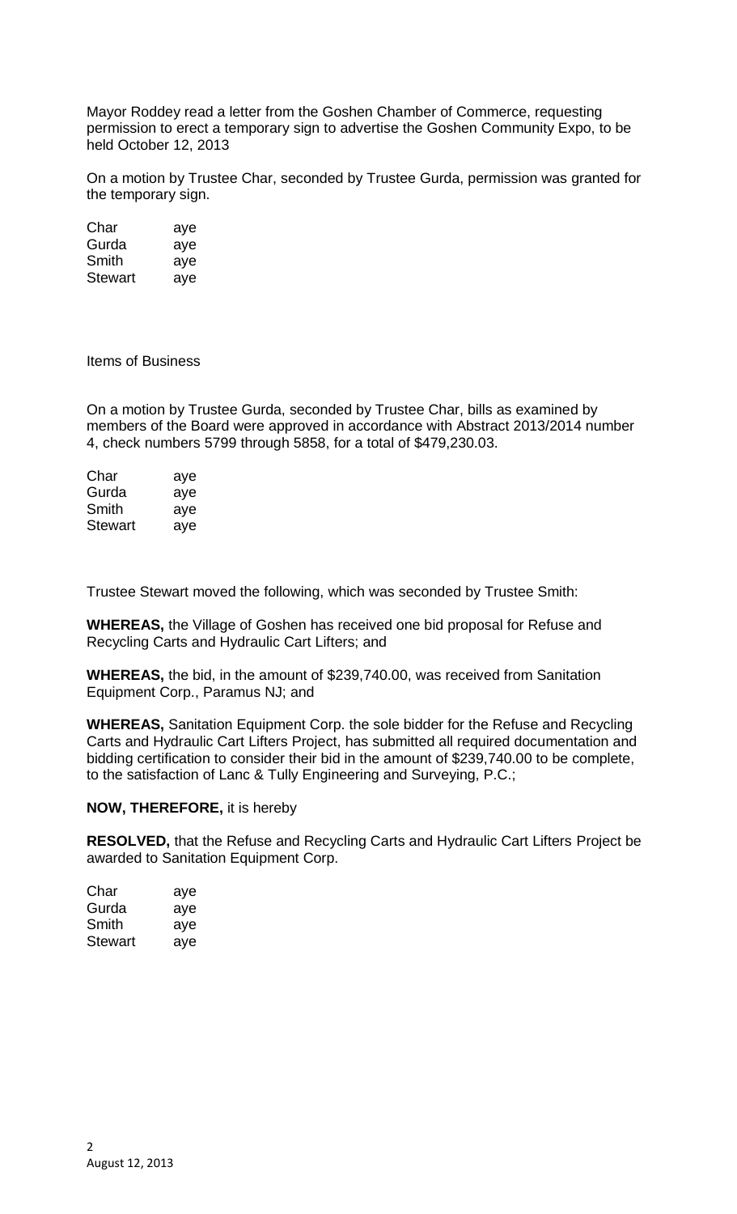Mayor Roddey read a letter from the Goshen Chamber of Commerce, requesting permission to erect a temporary sign to advertise the Goshen Community Expo, to be held October 12, 2013

On a motion by Trustee Char, seconded by Trustee Gurda, permission was granted for the temporary sign.

| | |
|---|---|
| Char | aye |
| Gurda | aye |
| Smith | aye |
| Stewart | aye |

Items of Business

On a motion by Trustee Gurda, seconded by Trustee Char, bills as examined by members of the Board were approved in accordance with Abstract 2013/2014 number 4, check numbers 5799 through 5858, for a total of $479,230.03.

| | |
|---|---|
| Char | aye |
| Gurda | aye |
| Smith | aye |
| Stewart | aye |

Trustee Stewart moved the following, which was seconded by Trustee Smith:

**WHEREAS,** the Village of Goshen has received one bid proposal for Refuse and Recycling Carts and Hydraulic Cart Lifters; and

**WHEREAS,** the bid, in the amount of $239,740.00, was received from Sanitation Equipment Corp., Paramus NJ; and

**WHEREAS,** Sanitation Equipment Corp. the sole bidder for the Refuse and Recycling Carts and Hydraulic Cart Lifters Project, has submitted all required documentation and bidding certification to consider their bid in the amount of $239,740.00 to be complete, to the satisfaction of Lanc & Tully Engineering and Surveying, P.C.;

**NOW, THEREFORE,** it is hereby

**RESOLVED,** that the Refuse and Recycling Carts and Hydraulic Cart Lifters Project be awarded to Sanitation Equipment Corp.

| | |
|---|---|
| Char | aye |
| Gurda | aye |
| Smith | aye |
| Stewart | aye |

August 12, 2013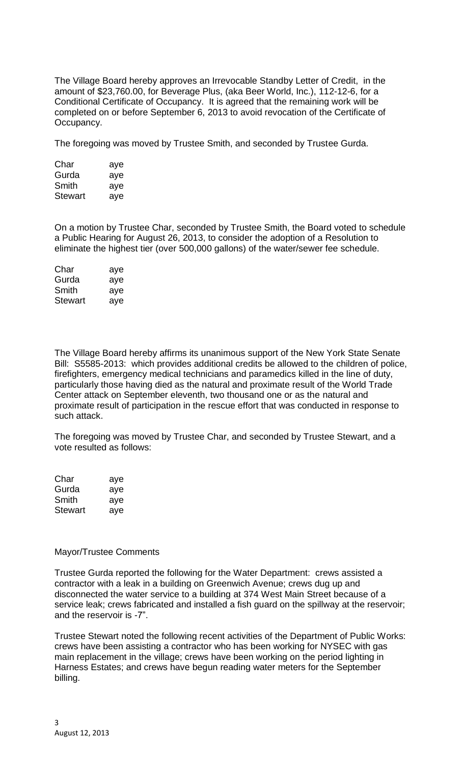The Village Board hereby approves an Irrevocable Standby Letter of Credit, in the amount of $23,760.00, for Beverage Plus, (aka Beer World, Inc.), 112-12-6, for a Conditional Certificate of Occupancy. It is agreed that the remaining work will be completed on or before September 6, 2013 to avoid revocation of the Certificate of Occupancy.

The foregoing was moved by Trustee Smith, and seconded by Trustee Gurda.

| | |
|---|---|
| Char | aye |
| Gurda | aye |
| Smith | aye |
| Stewart | aye |

On a motion by Trustee Char, seconded by Trustee Smith, the Board voted to schedule a Public Hearing for August 26, 2013, to consider the adoption of a Resolution to eliminate the highest tier (over 500,000 gallons) of the water/sewer fee schedule.

| | |
|---|---|
| Char | aye |
| Gurda | aye |
| Smith | aye |
| Stewart | aye |

The Village Board hereby affirms its unanimous support of the New York State Senate Bill: S5585-2013: which provides additional credits be allowed to the children of police, firefighters, emergency medical technicians and paramedics killed in the line of duty, particularly those having died as the natural and proximate result of the World Trade Center attack on September eleventh, two thousand one or as the natural and proximate result of participation in the rescue effort that was conducted in response to such attack.

The foregoing was moved by Trustee Char, and seconded by Trustee Stewart, and a vote resulted as follows:

| | |
|---|---|
| Char | aye |
| Gurda | aye |
| Smith | aye |
| Stewart | aye |

Mayor/Trustee Comments

Trustee Gurda reported the following for the Water Department: crews assisted a contractor with a leak in a building on Greenwich Avenue; crews dug up and disconnected the water service to a building at 374 West Main Street because of a service leak; crews fabricated and installed a fish guard on the spillway at the reservoir; and the reservoir is -7".

Trustee Stewart noted the following recent activities of the Department of Public Works: crews have been assisting a contractor who has been working for NYSEC with gas main replacement in the village; crews have been working on the period lighting in Harness Estates; and crews have begun reading water meters for the September billing.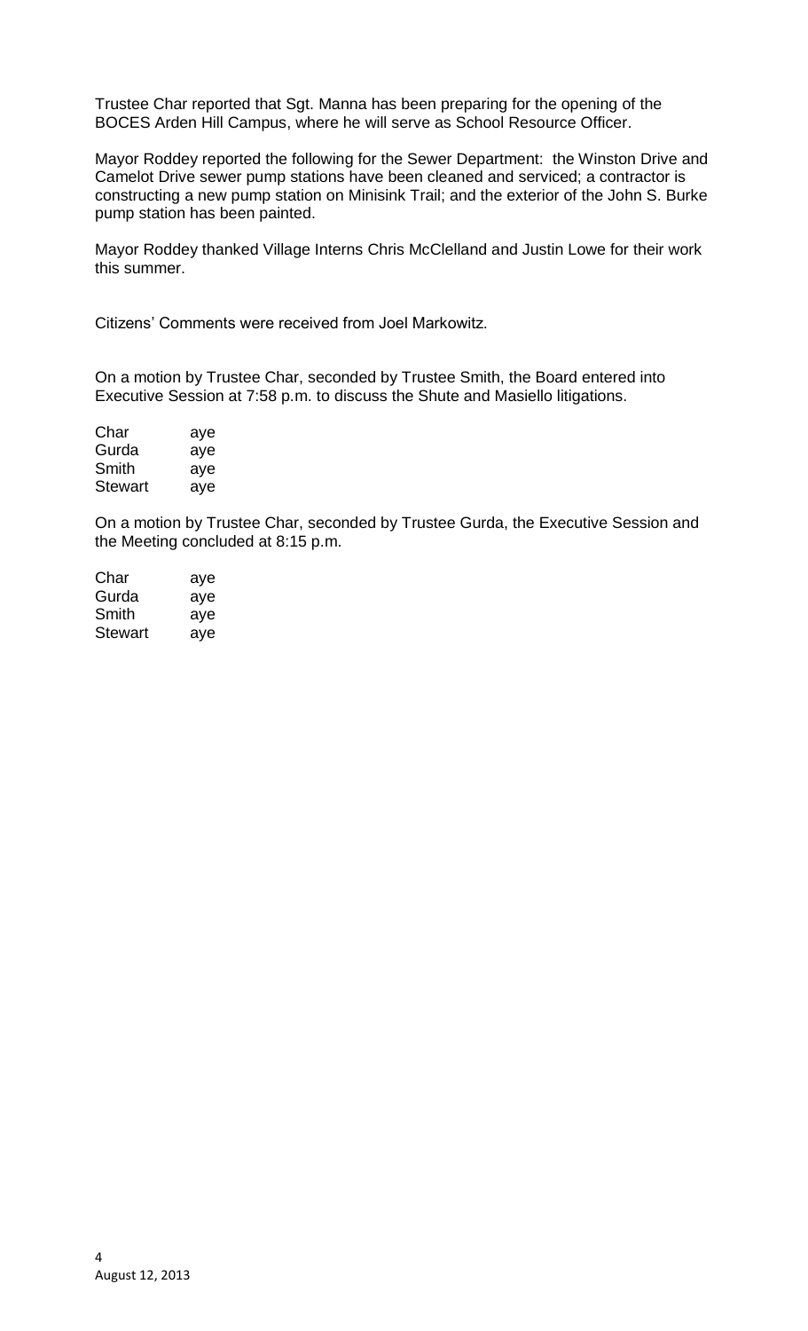Trustee Char reported that Sgt. Manna has been preparing for the opening of the BOCES Arden Hill Campus, where he will serve as School Resource Officer.

Mayor Roddey reported the following for the Sewer Department: the Winston Drive and Camelot Drive sewer pump stations have been cleaned and serviced; a contractor is constructing a new pump station on Minisink Trail; and the exterior of the John S. Burke pump station has been painted.

Mayor Roddey thanked Village Interns Chris McClelland and Justin Lowe for their work this summer.

Citizens' Comments were received from Joel Markowitz.

On a motion by Trustee Char, seconded by Trustee Smith, the Board entered into Executive Session at 7:58 p.m. to discuss the Shute and Masiello litigations.

| | |
|---|---|
| Char | aye |
| Gurda | aye |
| Smith | aye |
| Stewart | aye |

On a motion by Trustee Char, seconded by Trustee Gurda, the Executive Session and the Meeting concluded at 8:15 p.m.

| | |
|---|---|
| Char | aye |
| Gurda | aye |
| Smith | aye |
| Stewart | aye |